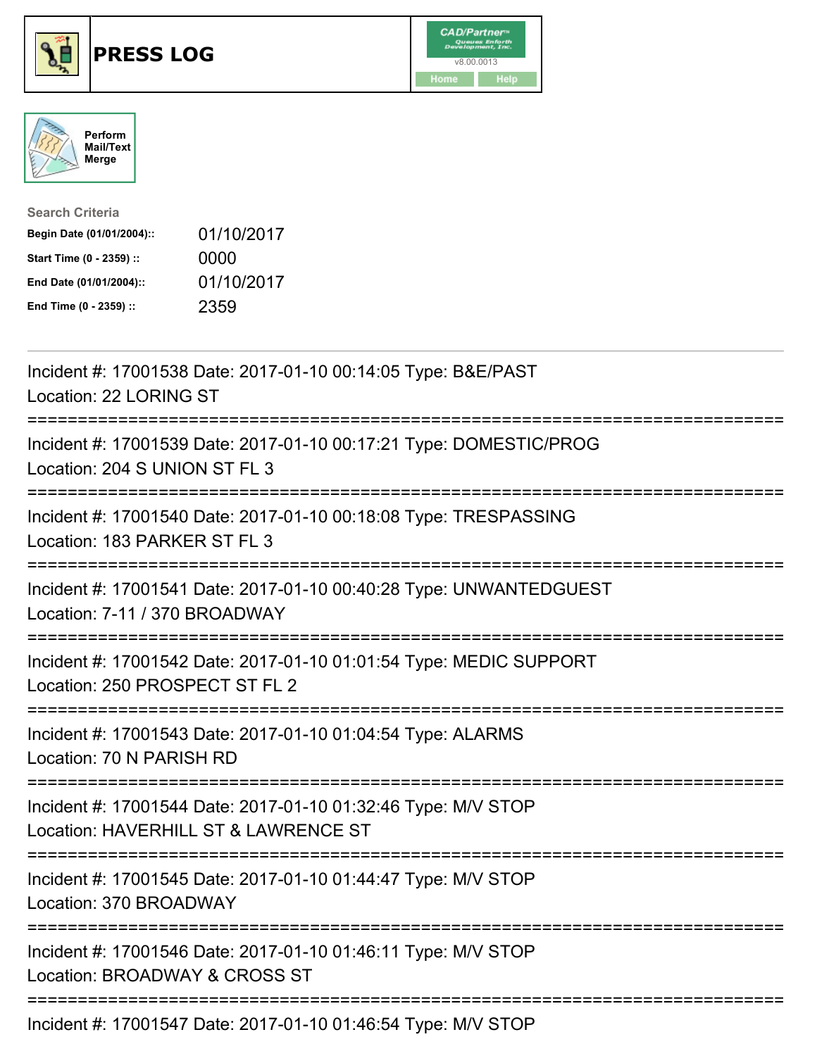# PRESS LOG

CAD/Partner™ v8.00.0013

Home | Help

Perform Mail/Text Merge

**Search Criteria**

| | |
|---|---|
| **Begin Date (01/01/2004)::** | 01/10/2017 |
| **Start Time (0 - 2359) ::** | 0000 |
| **End Date (01/01/2004)::** | 01/10/2017 |
| **End Time (0 - 2359) ::** | 2359 |

Incident #: 17001538 Date: 2017-01-10 00:14:05 Type: B&E/PAST
Location: 22 LORING ST

===========================================================================

Incident #: 17001539 Date: 2017-01-10 00:17:21 Type: DOMESTIC/PROG
Location: 204 S UNION ST FL 3

===========================================================================

Incident #: 17001540 Date: 2017-01-10 00:18:08 Type: TRESPASSING
Location: 183 PARKER ST FL 3

===========================================================================

Incident #: 17001541 Date: 2017-01-10 00:40:28 Type: UNWANTEDGUEST
Location: 7-11 / 370 BROADWAY

===========================================================================

Incident #: 17001542 Date: 2017-01-10 01:01:54 Type: MEDIC SUPPORT
Location: 250 PROSPECT ST FL 2

===========================================================================

Incident #: 17001543 Date: 2017-01-10 01:04:54 Type: ALARMS
Location: 70 N PARISH RD

===========================================================================

Incident #: 17001544 Date: 2017-01-10 01:32:46 Type: M/V STOP
Location: HAVERHILL ST & LAWRENCE ST

===========================================================================

Incident #: 17001545 Date: 2017-01-10 01:44:47 Type: M/V STOP
Location: 370 BROADWAY

===========================================================================

Incident #: 17001546 Date: 2017-01-10 01:46:11 Type: M/V STOP
Location: BROADWAY & CROSS ST

===========================================================================

Incident #: 17001547 Date: 2017-01-10 01:46:54 Type: M/V STOP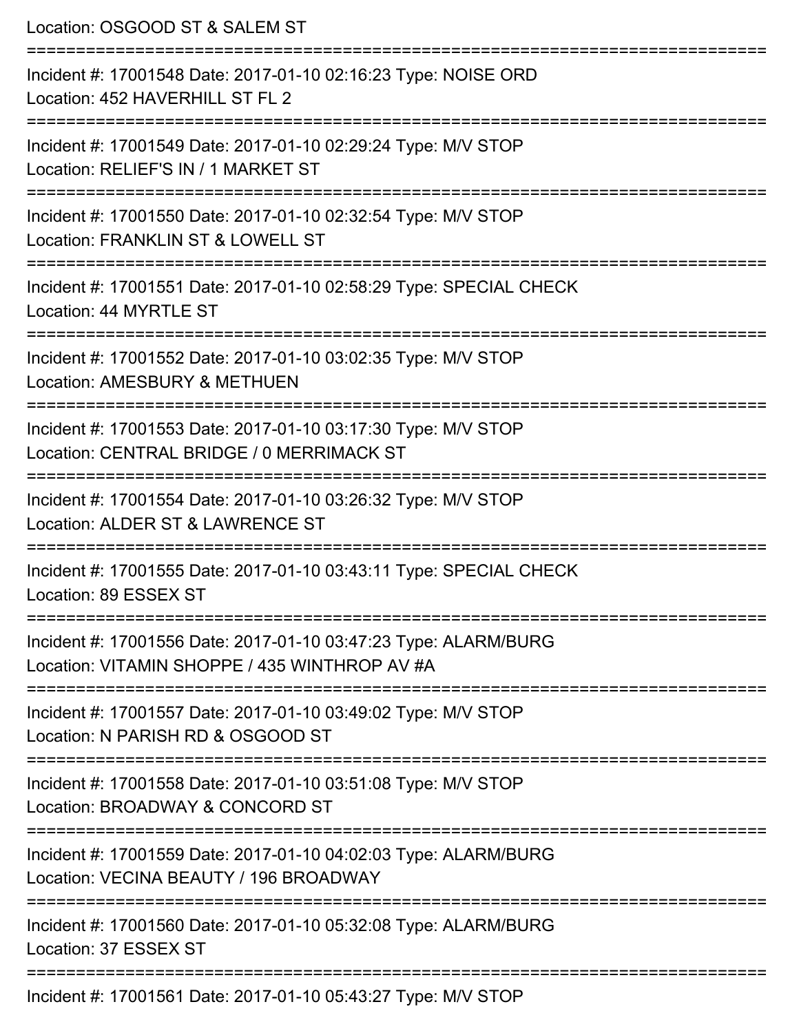Location: OSGOOD ST & SALEM ST

===========================================================================

Incident #: 17001548 Date: 2017-01-10 02:16:23 Type: NOISE ORD

Location: 452 HAVERHILL ST FL 2

===========================================================================

Incident #: 17001549 Date: 2017-01-10 02:29:24 Type: M/V STOP

Location: RELIEF'S IN / 1 MARKET ST

===========================================================================

Incident #: 17001550 Date: 2017-01-10 02:32:54 Type: M/V STOP

Location: FRANKLIN ST & LOWELL ST

===========================================================================

Incident #: 17001551 Date: 2017-01-10 02:58:29 Type: SPECIAL CHECK

Location: 44 MYRTLE ST

===========================================================================

Incident #: 17001552 Date: 2017-01-10 03:02:35 Type: M/V STOP

Location: AMESBURY & METHUEN

===========================================================================

Incident #: 17001553 Date: 2017-01-10 03:17:30 Type: M/V STOP

Location: CENTRAL BRIDGE / 0 MERRIMACK ST

===========================================================================

Incident #: 17001554 Date: 2017-01-10 03:26:32 Type: M/V STOP

Location: ALDER ST & LAWRENCE ST

===========================================================================

Incident #: 17001555 Date: 2017-01-10 03:43:11 Type: SPECIAL CHECK

Location: 89 ESSEX ST

===========================================================================

Incident #: 17001556 Date: 2017-01-10 03:47:23 Type: ALARM/BURG

Location: VITAMIN SHOPPE / 435 WINTHROP AV #A

===========================================================================

Incident #: 17001557 Date: 2017-01-10 03:49:02 Type: M/V STOP

Location: N PARISH RD & OSGOOD ST

===========================================================================

Incident #: 17001558 Date: 2017-01-10 03:51:08 Type: M/V STOP

Location: BROADWAY & CONCORD ST

===========================================================================

Incident #: 17001559 Date: 2017-01-10 04:02:03 Type: ALARM/BURG

Location: VECINA BEAUTY / 196 BROADWAY

===========================================================================

Incident #: 17001560 Date: 2017-01-10 05:32:08 Type: ALARM/BURG

Location: 37 ESSEX ST

===========================================================================

Incident #: 17001561 Date: 2017-01-10 05:43:27 Type: M/V STOP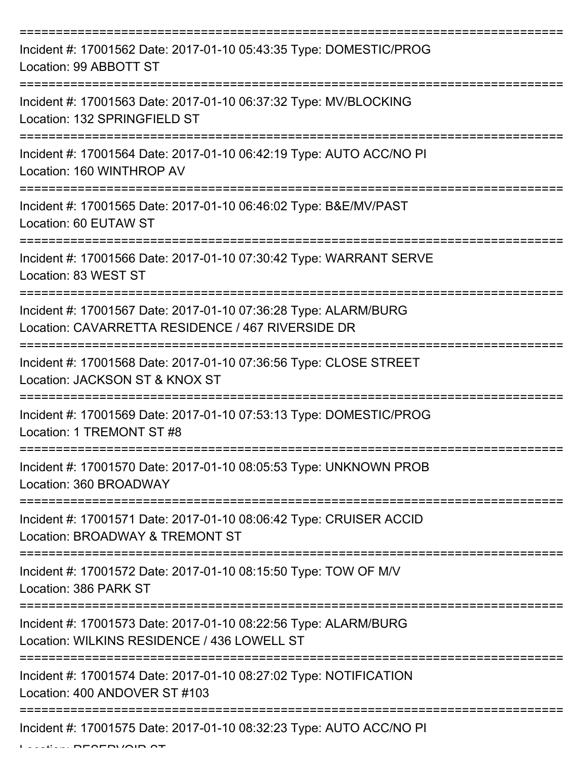===========================================================================

Incident #: 17001562 Date: 2017-01-10 05:43:35 Type: DOMESTIC/PROG

Location: 99 ABBOTT ST

===========================================================================

Incident #: 17001563 Date: 2017-01-10 06:37:32 Type: MV/BLOCKING

Location: 132 SPRINGFIELD ST

===========================================================================

Incident #: 17001564 Date: 2017-01-10 06:42:19 Type: AUTO ACC/NO PI

Location: 160 WINTHROP AV

===========================================================================

Incident #: 17001565 Date: 2017-01-10 06:46:02 Type: B&E/MV/PAST

Location: 60 EUTAW ST

===========================================================================

Incident #: 17001566 Date: 2017-01-10 07:30:42 Type: WARRANT SERVE

Location: 83 WEST ST

===========================================================================

Incident #: 17001567 Date: 2017-01-10 07:36:28 Type: ALARM/BURG

Location: CAVARRETTA RESIDENCE / 467 RIVERSIDE DR

===========================================================================

Incident #: 17001568 Date: 2017-01-10 07:36:56 Type: CLOSE STREET

Location: JACKSON ST & KNOX ST

===========================================================================

Incident #: 17001569 Date: 2017-01-10 07:53:13 Type: DOMESTIC/PROG

Location: 1 TREMONT ST #8

===========================================================================

Incident #: 17001570 Date: 2017-01-10 08:05:53 Type: UNKNOWN PROB

Location: 360 BROADWAY

===========================================================================

Incident #: 17001571 Date: 2017-01-10 08:06:42 Type: CRUISER ACCID

Location: BROADWAY & TREMONT ST

===========================================================================

Incident #: 17001572 Date: 2017-01-10 08:15:50 Type: TOW OF M/V

Location: 386 PARK ST

===========================================================================

Incident #: 17001573 Date: 2017-01-10 08:22:56 Type: ALARM/BURG

Location: WILKINS RESIDENCE / 436 LOWELL ST

===========================================================================

Incident #: 17001574 Date: 2017-01-10 08:27:02 Type: NOTIFICATION

Location: 400 ANDOVER ST #103

===========================================================================

Incident #: 17001575 Date: 2017-01-10 08:32:23 Type: AUTO ACC/NO PI

Location: RESERVOIR ST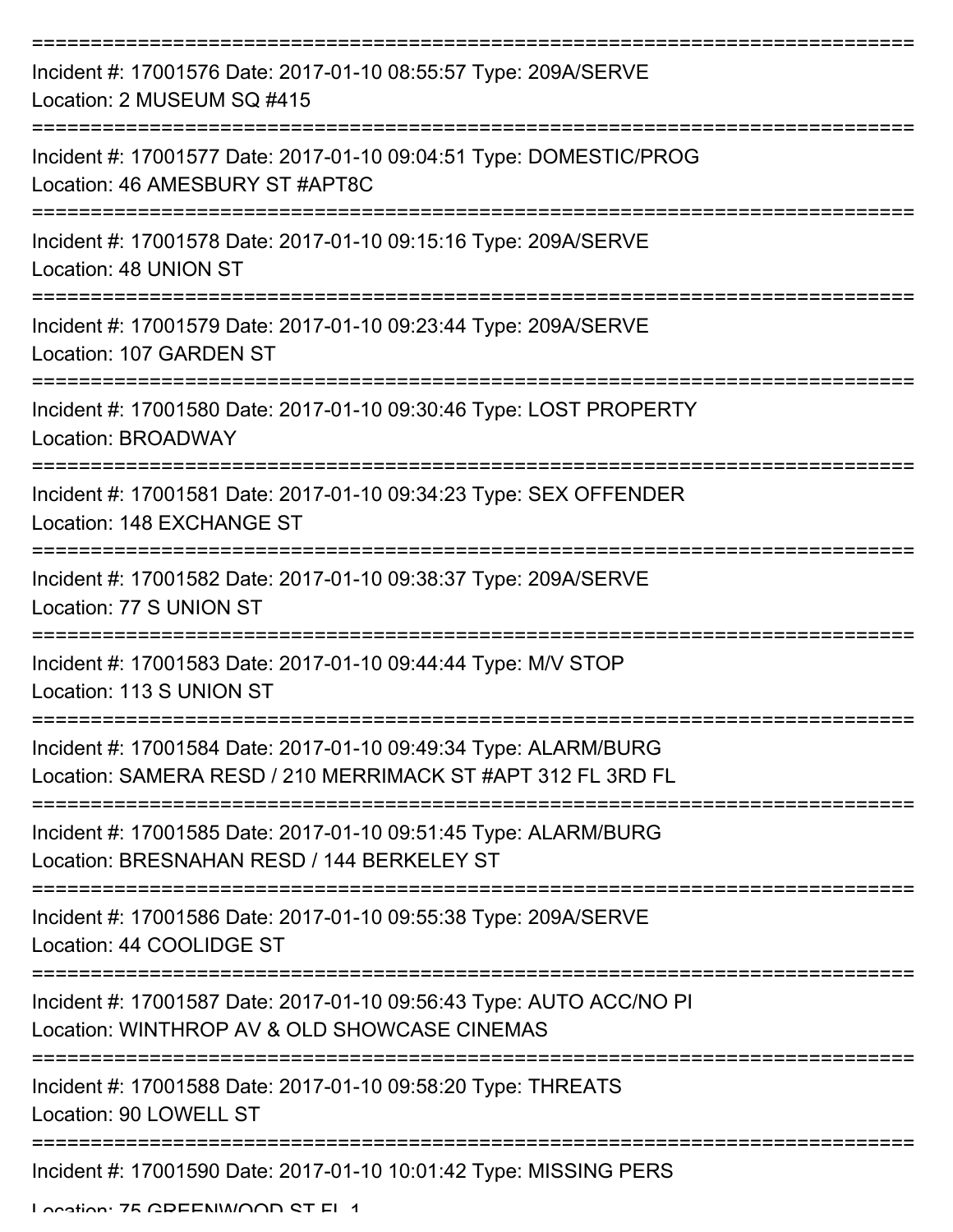===========================================================================

Incident #: 17001576 Date: 2017-01-10 08:55:57 Type: 209A/SERVE
Location: 2 MUSEUM SQ #415

===========================================================================

Incident #: 17001577 Date: 2017-01-10 09:04:51 Type: DOMESTIC/PROG
Location: 46 AMESBURY ST #APT8C

===========================================================================

Incident #: 17001578 Date: 2017-01-10 09:15:16 Type: 209A/SERVE
Location: 48 UNION ST

===========================================================================

Incident #: 17001579 Date: 2017-01-10 09:23:44 Type: 209A/SERVE
Location: 107 GARDEN ST

===========================================================================

Incident #: 17001580 Date: 2017-01-10 09:30:46 Type: LOST PROPERTY
Location: BROADWAY

===========================================================================

Incident #: 17001581 Date: 2017-01-10 09:34:23 Type: SEX OFFENDER
Location: 148 EXCHANGE ST

===========================================================================

Incident #: 17001582 Date: 2017-01-10 09:38:37 Type: 209A/SERVE
Location: 77 S UNION ST

===========================================================================

Incident #: 17001583 Date: 2017-01-10 09:44:44 Type: M/V STOP
Location: 113 S UNION ST

===========================================================================

Incident #: 17001584 Date: 2017-01-10 09:49:34 Type: ALARM/BURG
Location: SAMERA RESD / 210 MERRIMACK ST #APT 312 FL 3RD FL

===========================================================================

Incident #: 17001585 Date: 2017-01-10 09:51:45 Type: ALARM/BURG
Location: BRESNAHAN RESD / 144 BERKELEY ST

===========================================================================

Incident #: 17001586 Date: 2017-01-10 09:55:38 Type: 209A/SERVE
Location: 44 COOLIDGE ST

===========================================================================

Incident #: 17001587 Date: 2017-01-10 09:56:43 Type: AUTO ACC/NO PI
Location: WINTHROP AV & OLD SHOWCASE CINEMAS

===========================================================================

Incident #: 17001588 Date: 2017-01-10 09:58:20 Type: THREATS
Location: 90 LOWELL ST

===========================================================================

Incident #: 17001590 Date: 2017-01-10 10:01:42 Type: MISSING PERS
Location: 75 GREENWOOD ST FL 1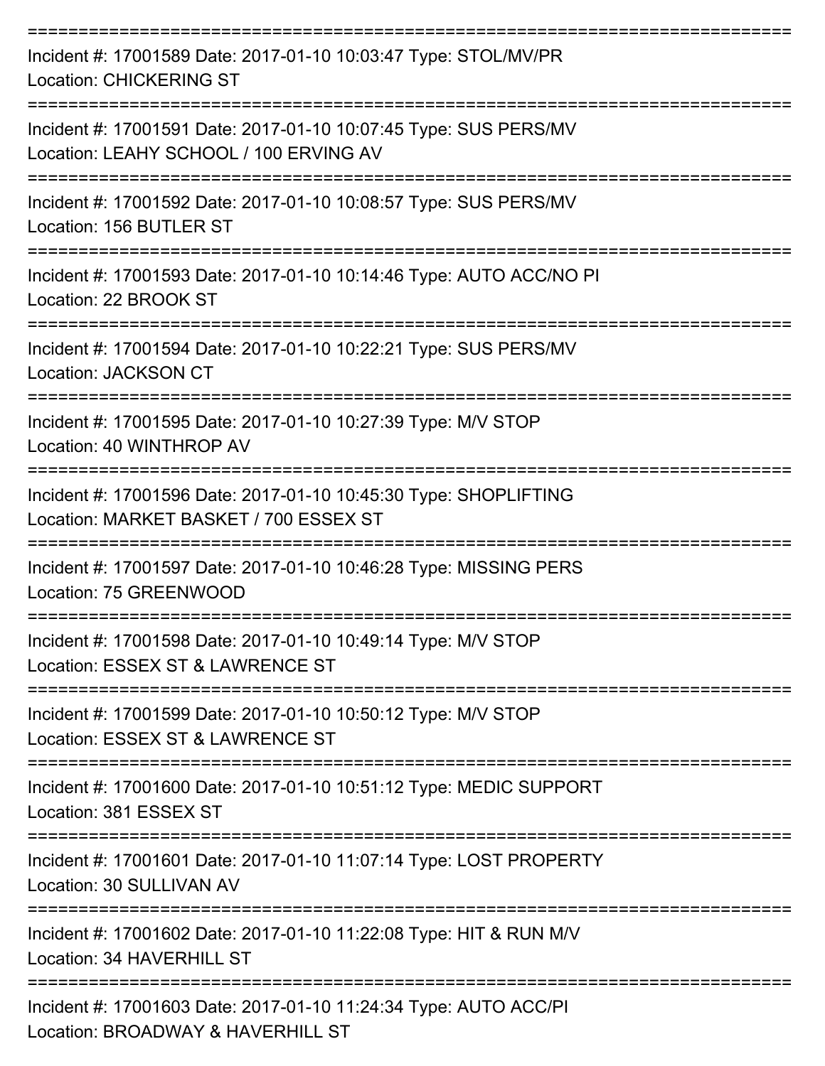===========================================================================

Incident #: 17001589 Date: 2017-01-10 10:03:47 Type: STOL/MV/PR
Location: CHICKERING ST

===========================================================================

Incident #: 17001591 Date: 2017-01-10 10:07:45 Type: SUS PERS/MV
Location: LEAHY SCHOOL / 100 ERVING AV

===========================================================================

Incident #: 17001592 Date: 2017-01-10 10:08:57 Type: SUS PERS/MV
Location: 156 BUTLER ST

===========================================================================

Incident #: 17001593 Date: 2017-01-10 10:14:46 Type: AUTO ACC/NO PI
Location: 22 BROOK ST

===========================================================================

Incident #: 17001594 Date: 2017-01-10 10:22:21 Type: SUS PERS/MV
Location: JACKSON CT

===========================================================================

Incident #: 17001595 Date: 2017-01-10 10:27:39 Type: M/V STOP
Location: 40 WINTHROP AV

===========================================================================

Incident #: 17001596 Date: 2017-01-10 10:45:30 Type: SHOPLIFTING
Location: MARKET BASKET / 700 ESSEX ST

===========================================================================

Incident #: 17001597 Date: 2017-01-10 10:46:28 Type: MISSING PERS
Location: 75 GREENWOOD

===========================================================================

Incident #: 17001598 Date: 2017-01-10 10:49:14 Type: M/V STOP
Location: ESSEX ST & LAWRENCE ST

===========================================================================

Incident #: 17001599 Date: 2017-01-10 10:50:12 Type: M/V STOP
Location: ESSEX ST & LAWRENCE ST

===========================================================================

Incident #: 17001600 Date: 2017-01-10 10:51:12 Type: MEDIC SUPPORT
Location: 381 ESSEX ST

===========================================================================

Incident #: 17001601 Date: 2017-01-10 11:07:14 Type: LOST PROPERTY
Location: 30 SULLIVAN AV

===========================================================================

Incident #: 17001602 Date: 2017-01-10 11:22:08 Type: HIT & RUN M/V
Location: 34 HAVERHILL ST

===========================================================================

Incident #: 17001603 Date: 2017-01-10 11:24:34 Type: AUTO ACC/PI
Location: BROADWAY & HAVERHILL ST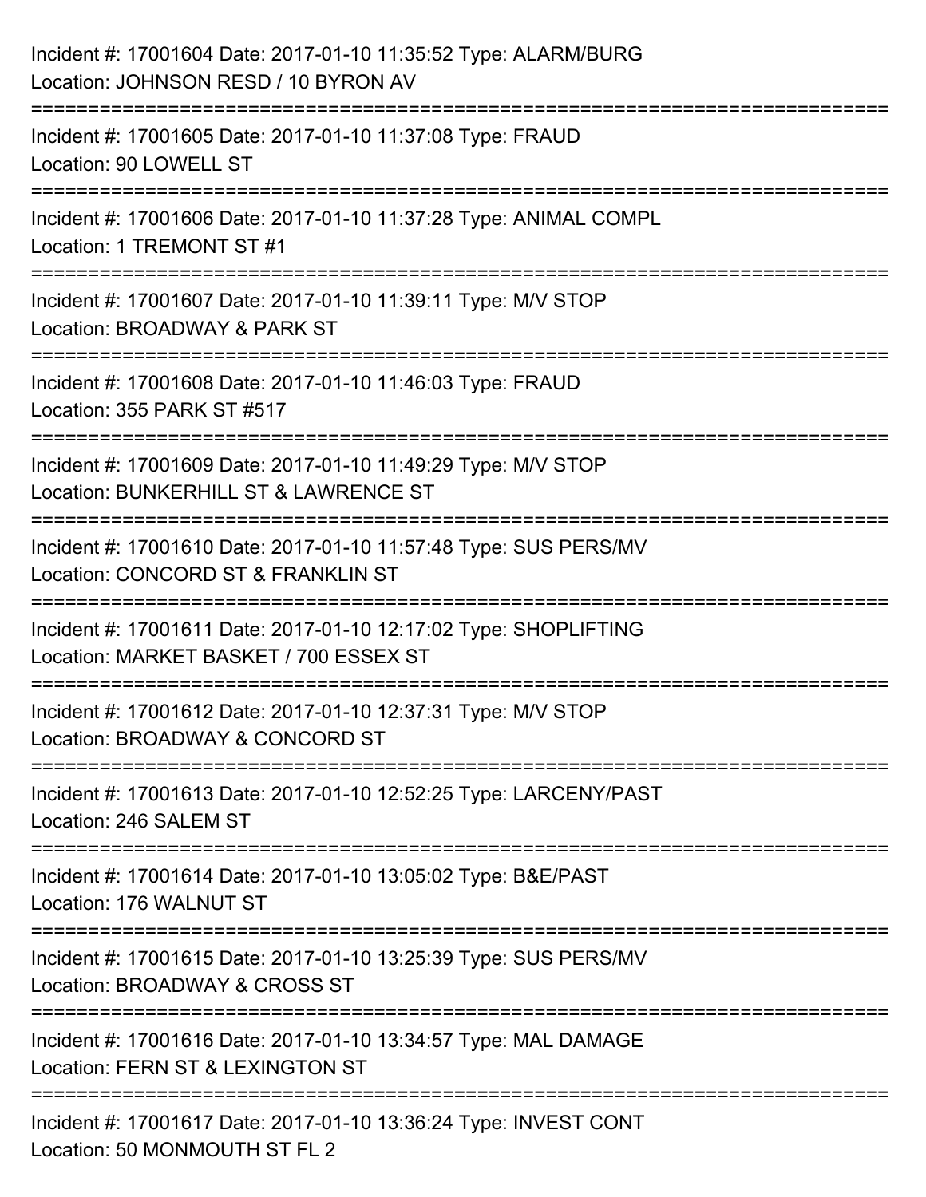Incident #: 17001604 Date: 2017-01-10 11:35:52 Type: ALARM/BURG
Location: JOHNSON RESD / 10 BYRON AV

===========================================================================

Incident #: 17001605 Date: 2017-01-10 11:37:08 Type: FRAUD
Location: 90 LOWELL ST

===========================================================================

Incident #: 17001606 Date: 2017-01-10 11:37:28 Type: ANIMAL COMPL
Location: 1 TREMONT ST #1

===========================================================================

Incident #: 17001607 Date: 2017-01-10 11:39:11 Type: M/V STOP
Location: BROADWAY & PARK ST

===========================================================================

Incident #: 17001608 Date: 2017-01-10 11:46:03 Type: FRAUD
Location: 355 PARK ST #517

===========================================================================

Incident #: 17001609 Date: 2017-01-10 11:49:29 Type: M/V STOP
Location: BUNKERHILL ST & LAWRENCE ST

===========================================================================

Incident #: 17001610 Date: 2017-01-10 11:57:48 Type: SUS PERS/MV
Location: CONCORD ST & FRANKLIN ST

===========================================================================

Incident #: 17001611 Date: 2017-01-10 12:17:02 Type: SHOPLIFTING
Location: MARKET BASKET / 700 ESSEX ST

===========================================================================

Incident #: 17001612 Date: 2017-01-10 12:37:31 Type: M/V STOP
Location: BROADWAY & CONCORD ST

===========================================================================

Incident #: 17001613 Date: 2017-01-10 12:52:25 Type: LARCENY/PAST
Location: 246 SALEM ST

===========================================================================

Incident #: 17001614 Date: 2017-01-10 13:05:02 Type: B&E/PAST
Location: 176 WALNUT ST

===========================================================================

Incident #: 17001615 Date: 2017-01-10 13:25:39 Type: SUS PERS/MV
Location: BROADWAY & CROSS ST

===========================================================================

Incident #: 17001616 Date: 2017-01-10 13:34:57 Type: MAL DAMAGE
Location: FERN ST & LEXINGTON ST

===========================================================================

Incident #: 17001617 Date: 2017-01-10 13:36:24 Type: INVEST CONT
Location: 50 MONMOUTH ST FL 2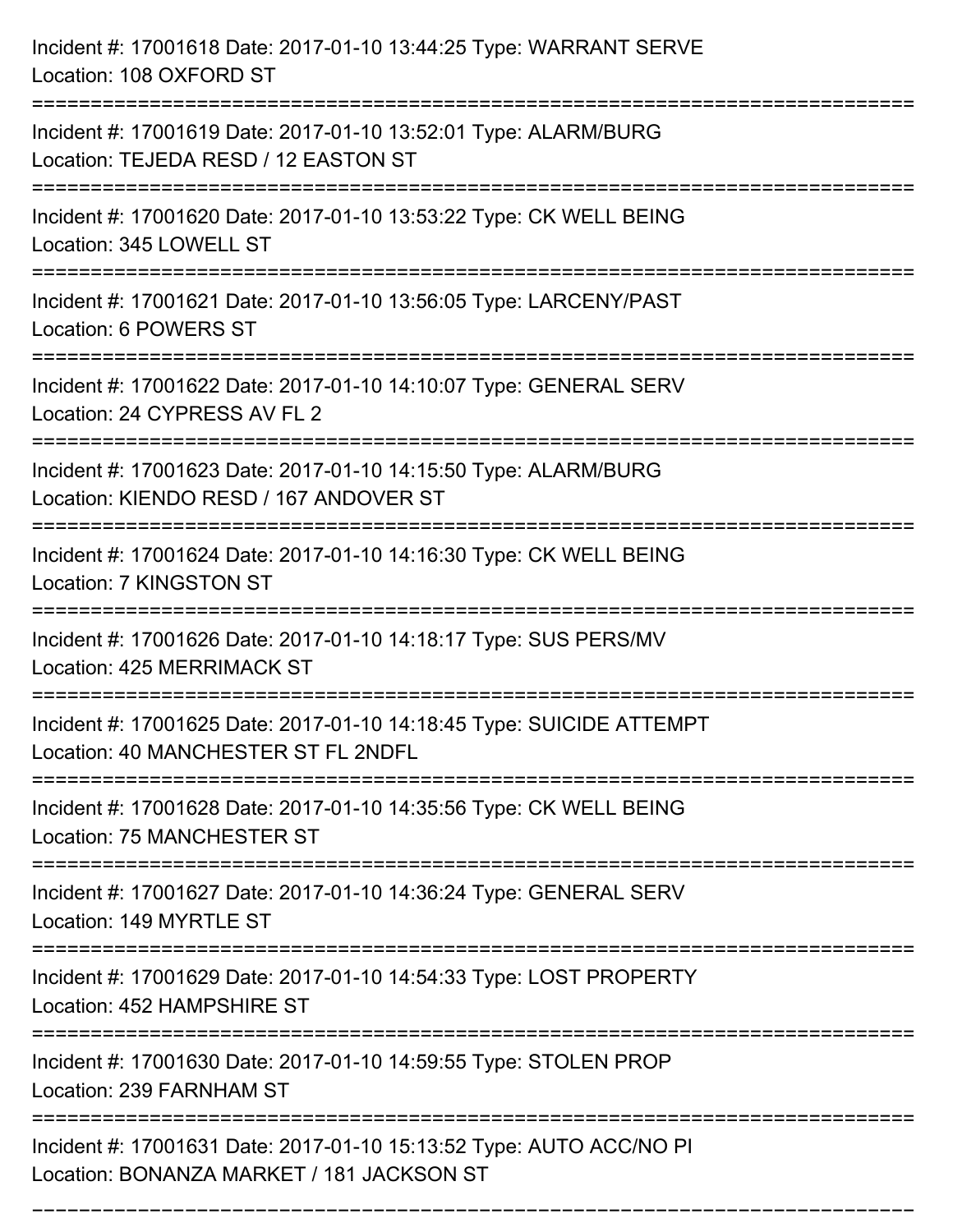Incident #: 17001618 Date: 2017-01-10 13:44:25 Type: WARRANT SERVE
Location: 108 OXFORD ST

===========================================================================

Incident #: 17001619 Date: 2017-01-10 13:52:01 Type: ALARM/BURG
Location: TEJEDA RESD / 12 EASTON ST

===========================================================================

Incident #: 17001620 Date: 2017-01-10 13:53:22 Type: CK WELL BEING
Location: 345 LOWELL ST

===========================================================================

Incident #: 17001621 Date: 2017-01-10 13:56:05 Type: LARCENY/PAST
Location: 6 POWERS ST

===========================================================================

Incident #: 17001622 Date: 2017-01-10 14:10:07 Type: GENERAL SERV
Location: 24 CYPRESS AV FL 2

===========================================================================

Incident #: 17001623 Date: 2017-01-10 14:15:50 Type: ALARM/BURG
Location: KIENDO RESD / 167 ANDOVER ST

===========================================================================

Incident #: 17001624 Date: 2017-01-10 14:16:30 Type: CK WELL BEING
Location: 7 KINGSTON ST

===========================================================================

Incident #: 17001626 Date: 2017-01-10 14:18:17 Type: SUS PERS/MV
Location: 425 MERRIMACK ST

===========================================================================

Incident #: 17001625 Date: 2017-01-10 14:18:45 Type: SUICIDE ATTEMPT
Location: 40 MANCHESTER ST FL 2NDFL

===========================================================================

Incident #: 17001628 Date: 2017-01-10 14:35:56 Type: CK WELL BEING
Location: 75 MANCHESTER ST

===========================================================================

Incident #: 17001627 Date: 2017-01-10 14:36:24 Type: GENERAL SERV
Location: 149 MYRTLE ST

===========================================================================

Incident #: 17001629 Date: 2017-01-10 14:54:33 Type: LOST PROPERTY
Location: 452 HAMPSHIRE ST

===========================================================================

Incident #: 17001630 Date: 2017-01-10 14:59:55 Type: STOLEN PROP
Location: 239 FARNHAM ST

===========================================================================

Incident #: 17001631 Date: 2017-01-10 15:13:52 Type: AUTO ACC/NO PI
Location: BONANZA MARKET / 181 JACKSON ST

===========================================================================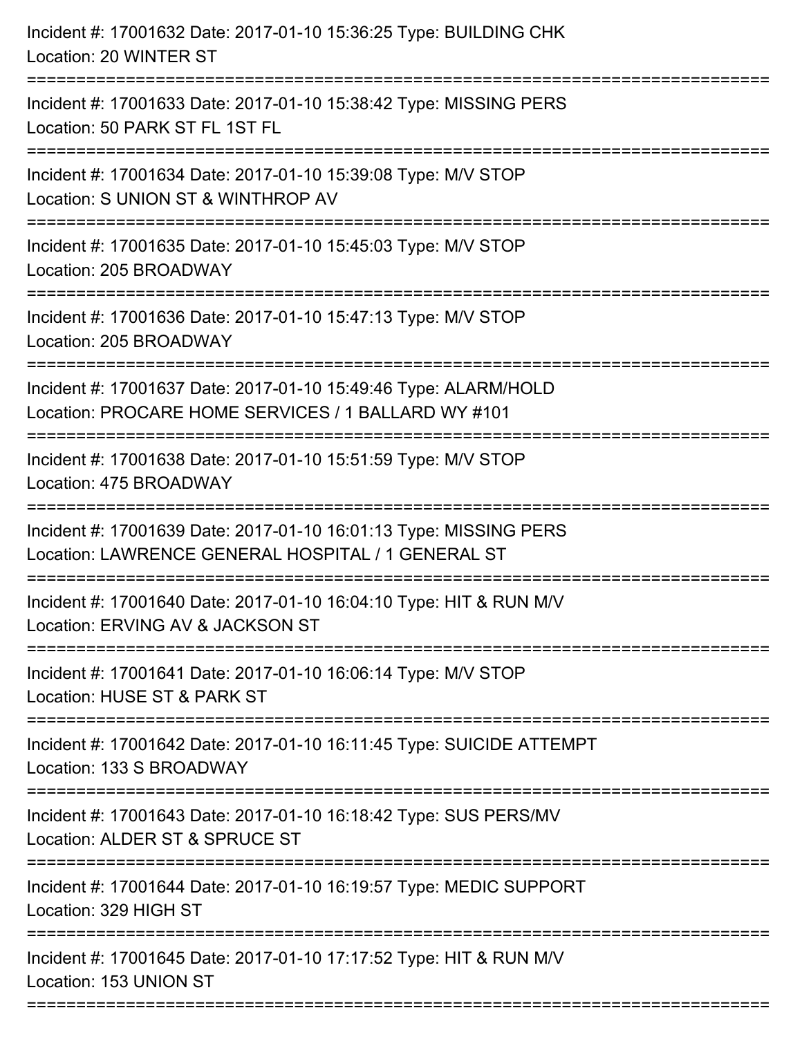Incident #: 17001632 Date: 2017-01-10 15:36:25 Type: BUILDING CHK
Location: 20 WINTER ST

===========================================================================

Incident #: 17001633 Date: 2017-01-10 15:38:42 Type: MISSING PERS
Location: 50 PARK ST FL 1ST FL

===========================================================================

Incident #: 17001634 Date: 2017-01-10 15:39:08 Type: M/V STOP
Location: S UNION ST & WINTHROP AV

===========================================================================

Incident #: 17001635 Date: 2017-01-10 15:45:03 Type: M/V STOP
Location: 205 BROADWAY

===========================================================================

Incident #: 17001636 Date: 2017-01-10 15:47:13 Type: M/V STOP
Location: 205 BROADWAY

===========================================================================

Incident #: 17001637 Date: 2017-01-10 15:49:46 Type: ALARM/HOLD
Location: PROCARE HOME SERVICES / 1 BALLARD WY #101

===========================================================================

Incident #: 17001638 Date: 2017-01-10 15:51:59 Type: M/V STOP
Location: 475 BROADWAY

===========================================================================

Incident #: 17001639 Date: 2017-01-10 16:01:13 Type: MISSING PERS
Location: LAWRENCE GENERAL HOSPITAL / 1 GENERAL ST

===========================================================================

Incident #: 17001640 Date: 2017-01-10 16:04:10 Type: HIT & RUN M/V
Location: ERVING AV & JACKSON ST

===========================================================================

Incident #: 17001641 Date: 2017-01-10 16:06:14 Type: M/V STOP
Location: HUSE ST & PARK ST

===========================================================================

Incident #: 17001642 Date: 2017-01-10 16:11:45 Type: SUICIDE ATTEMPT
Location: 133 S BROADWAY

===========================================================================

Incident #: 17001643 Date: 2017-01-10 16:18:42 Type: SUS PERS/MV
Location: ALDER ST & SPRUCE ST

===========================================================================

Incident #: 17001644 Date: 2017-01-10 16:19:57 Type: MEDIC SUPPORT
Location: 329 HIGH ST

===========================================================================

Incident #: 17001645 Date: 2017-01-10 17:17:52 Type: HIT & RUN M/V
Location: 153 UNION ST

===========================================================================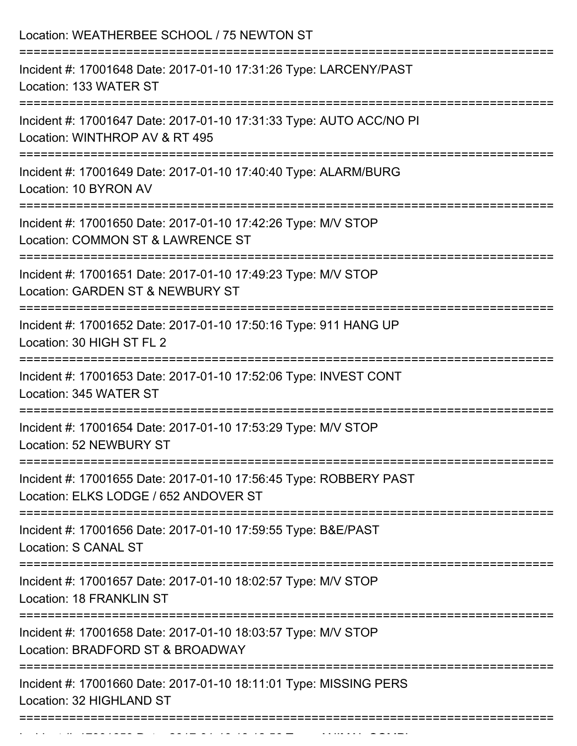Location: WEATHERBEE SCHOOL / 75 NEWTON ST

===========================================================================

Incident #: 17001648 Date: 2017-01-10 17:31:26 Type: LARCENY/PAST
Location: 133 WATER ST

===========================================================================

Incident #: 17001647 Date: 2017-01-10 17:31:33 Type: AUTO ACC/NO PI
Location: WINTHROP AV & RT 495

===========================================================================

Incident #: 17001649 Date: 2017-01-10 17:40:40 Type: ALARM/BURG
Location: 10 BYRON AV

===========================================================================

Incident #: 17001650 Date: 2017-01-10 17:42:26 Type: M/V STOP
Location: COMMON ST & LAWRENCE ST

===========================================================================

Incident #: 17001651 Date: 2017-01-10 17:49:23 Type: M/V STOP
Location: GARDEN ST & NEWBURY ST

===========================================================================

Incident #: 17001652 Date: 2017-01-10 17:50:16 Type: 911 HANG UP
Location: 30 HIGH ST FL 2

===========================================================================

Incident #: 17001653 Date: 2017-01-10 17:52:06 Type: INVEST CONT
Location: 345 WATER ST

===========================================================================

Incident #: 17001654 Date: 2017-01-10 17:53:29 Type: M/V STOP
Location: 52 NEWBURY ST

===========================================================================

Incident #: 17001655 Date: 2017-01-10 17:56:45 Type: ROBBERY PAST
Location: ELKS LODGE / 652 ANDOVER ST

===========================================================================

Incident #: 17001656 Date: 2017-01-10 17:59:55 Type: B&E/PAST
Location: S CANAL ST

===========================================================================

Incident #: 17001657 Date: 2017-01-10 18:02:57 Type: M/V STOP
Location: 18 FRANKLIN ST

===========================================================================

Incident #: 17001658 Date: 2017-01-10 18:03:57 Type: M/V STOP
Location: BRADFORD ST & BROADWAY

===========================================================================

Incident #: 17001660 Date: 2017-01-10 18:11:01 Type: MISSING PERS
Location: 32 HIGHLAND ST

===========================================================================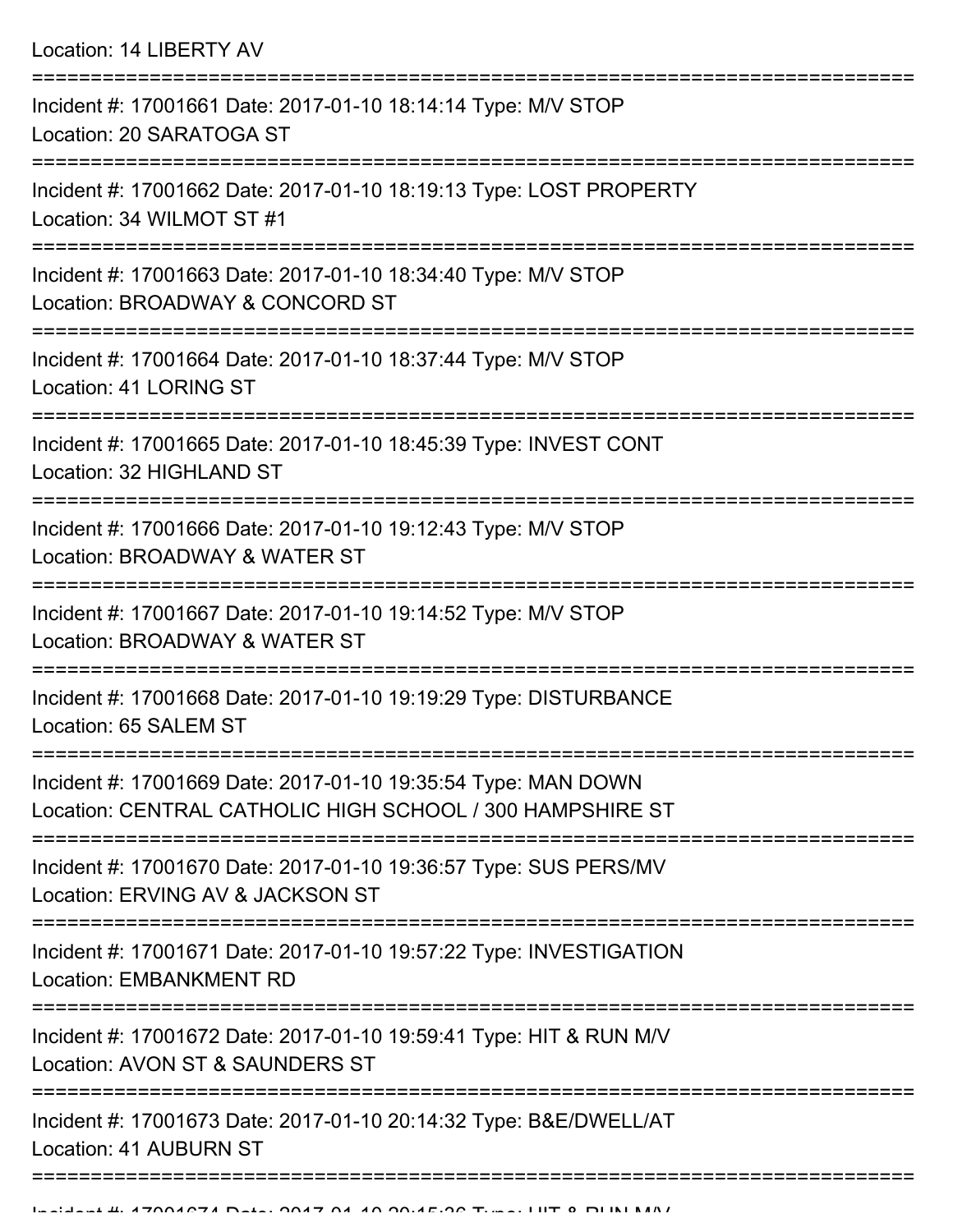Location: 14 LIBERTY AV

===========================================================================

Incident #: 17001661 Date: 2017-01-10 18:14:14 Type: M/V STOP
Location: 20 SARATOGA ST

===========================================================================

Incident #: 17001662 Date: 2017-01-10 18:19:13 Type: LOST PROPERTY
Location: 34 WILMOT ST #1

===========================================================================

Incident #: 17001663 Date: 2017-01-10 18:34:40 Type: M/V STOP
Location: BROADWAY & CONCORD ST

===========================================================================

Incident #: 17001664 Date: 2017-01-10 18:37:44 Type: M/V STOP
Location: 41 LORING ST

===========================================================================

Incident #: 17001665 Date: 2017-01-10 18:45:39 Type: INVEST CONT
Location: 32 HIGHLAND ST

===========================================================================

Incident #: 17001666 Date: 2017-01-10 19:12:43 Type: M/V STOP
Location: BROADWAY & WATER ST

===========================================================================

Incident #: 17001667 Date: 2017-01-10 19:14:52 Type: M/V STOP
Location: BROADWAY & WATER ST

===========================================================================

Incident #: 17001668 Date: 2017-01-10 19:19:29 Type: DISTURBANCE
Location: 65 SALEM ST

===========================================================================

Incident #: 17001669 Date: 2017-01-10 19:35:54 Type: MAN DOWN
Location: CENTRAL CATHOLIC HIGH SCHOOL / 300 HAMPSHIRE ST

===========================================================================

Incident #: 17001670 Date: 2017-01-10 19:36:57 Type: SUS PERS/MV
Location: ERVING AV & JACKSON ST

===========================================================================

Incident #: 17001671 Date: 2017-01-10 19:57:22 Type: INVESTIGATION
Location: EMBANKMENT RD

===========================================================================

Incident #: 17001672 Date: 2017-01-10 19:59:41 Type: HIT & RUN M/V
Location: AVON ST & SAUNDERS ST

===========================================================================

Incident #: 17001673 Date: 2017-01-10 20:14:32 Type: B&E/DWELL/AT
Location: 41 AUBURN ST

===========================================================================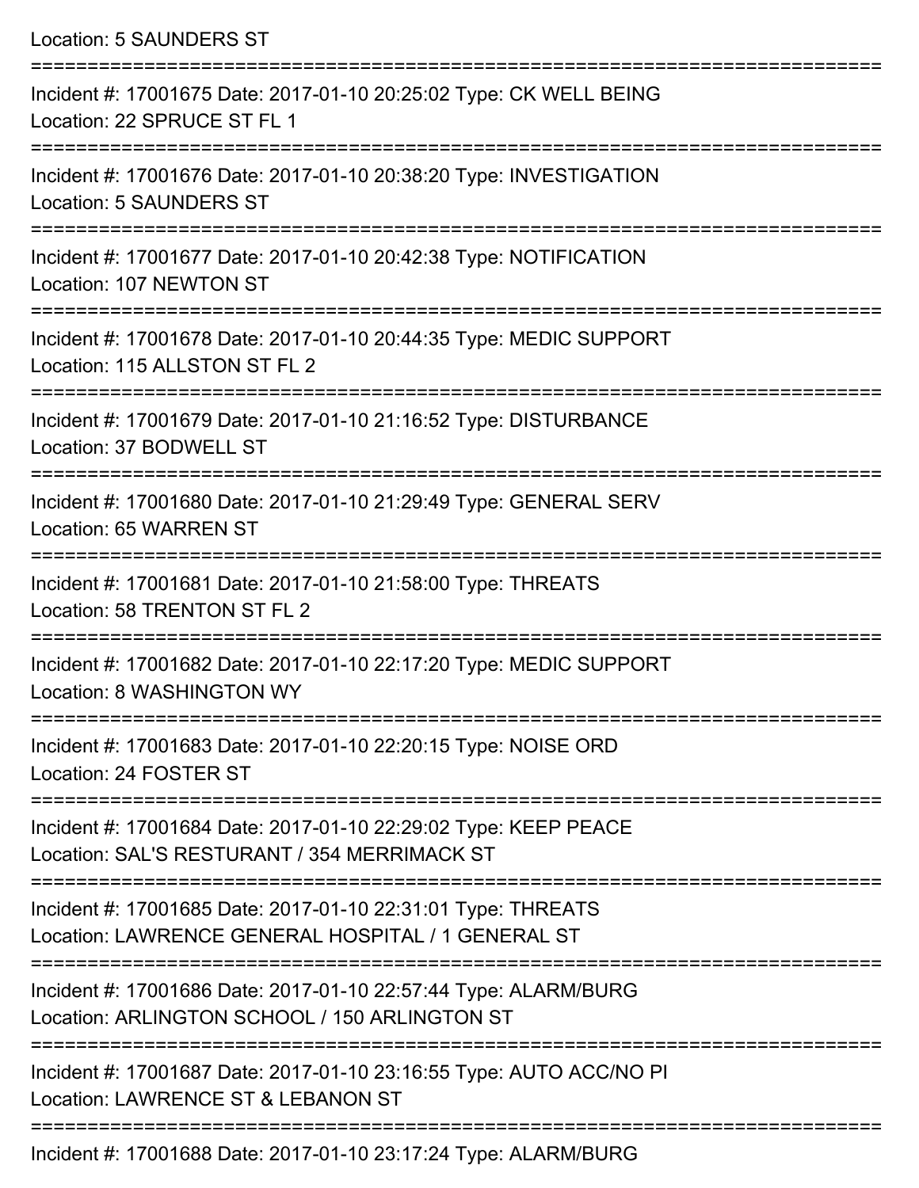Location: 5 SAUNDERS ST

===========================================================================

Incident #: 17001675 Date: 2017-01-10 20:25:02 Type: CK WELL BEING
Location: 22 SPRUCE ST FL 1

===========================================================================

Incident #: 17001676 Date: 2017-01-10 20:38:20 Type: INVESTIGATION
Location: 5 SAUNDERS ST

===========================================================================

Incident #: 17001677 Date: 2017-01-10 20:42:38 Type: NOTIFICATION
Location: 107 NEWTON ST

===========================================================================

Incident #: 17001678 Date: 2017-01-10 20:44:35 Type: MEDIC SUPPORT
Location: 115 ALLSTON ST FL 2

===========================================================================

Incident #: 17001679 Date: 2017-01-10 21:16:52 Type: DISTURBANCE
Location: 37 BODWELL ST

===========================================================================

Incident #: 17001680 Date: 2017-01-10 21:29:49 Type: GENERAL SERV
Location: 65 WARREN ST

===========================================================================

Incident #: 17001681 Date: 2017-01-10 21:58:00 Type: THREATS
Location: 58 TRENTON ST FL 2

===========================================================================

Incident #: 17001682 Date: 2017-01-10 22:17:20 Type: MEDIC SUPPORT
Location: 8 WASHINGTON WY

===========================================================================

Incident #: 17001683 Date: 2017-01-10 22:20:15 Type: NOISE ORD
Location: 24 FOSTER ST

===========================================================================

Incident #: 17001684 Date: 2017-01-10 22:29:02 Type: KEEP PEACE
Location: SAL'S RESTURANT / 354 MERRIMACK ST

===========================================================================

Incident #: 17001685 Date: 2017-01-10 22:31:01 Type: THREATS
Location: LAWRENCE GENERAL HOSPITAL / 1 GENERAL ST

===========================================================================

Incident #: 17001686 Date: 2017-01-10 22:57:44 Type: ALARM/BURG
Location: ARLINGTON SCHOOL / 150 ARLINGTON ST

===========================================================================

Incident #: 17001687 Date: 2017-01-10 23:16:55 Type: AUTO ACC/NO PI
Location: LAWRENCE ST & LEBANON ST

===========================================================================

Incident #: 17001688 Date: 2017-01-10 23:17:24 Type: ALARM/BURG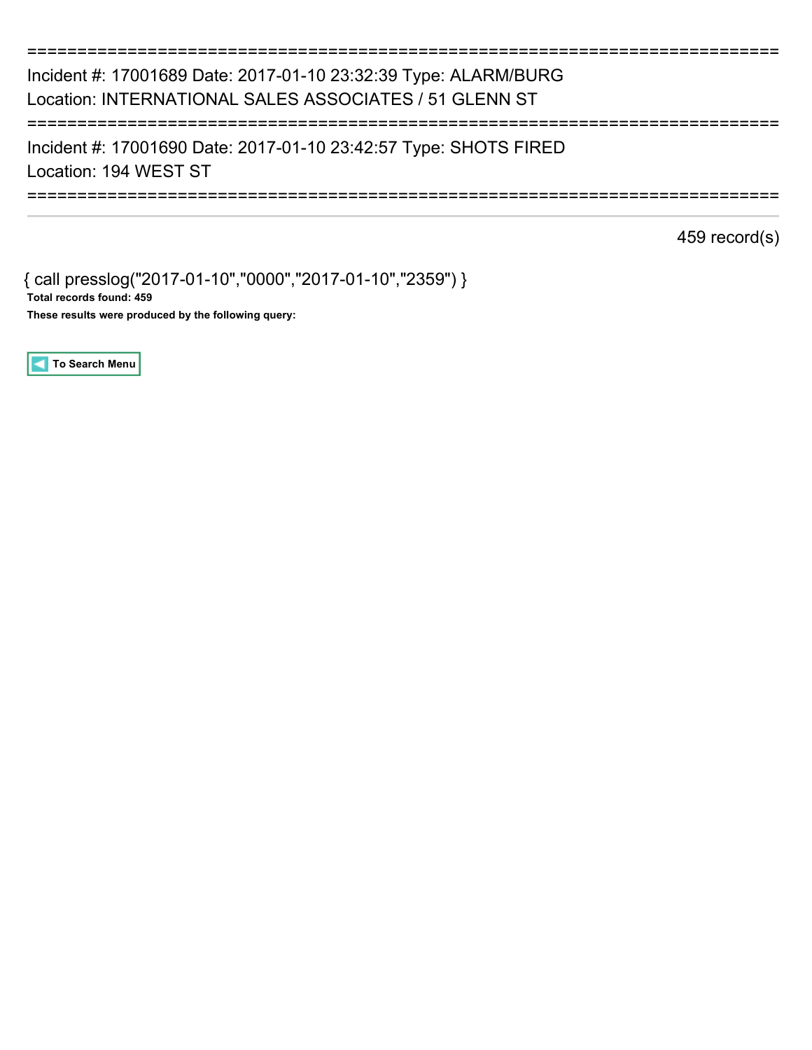===========================================================================

Incident #: 17001689 Date: 2017-01-10 23:32:39 Type: ALARM/BURG
Location: INTERNATIONAL SALES ASSOCIATES / 51 GLENN ST

===========================================================================

Incident #: 17001690 Date: 2017-01-10 23:42:57 Type: SHOTS FIRED
Location: 194 WEST ST

===========================================================================

459 record(s)

{ call presslog("2017-01-10","0000","2017-01-10","2359") }

**Total records found: 459**

**These results were produced by the following query:**

**To Search Menu**